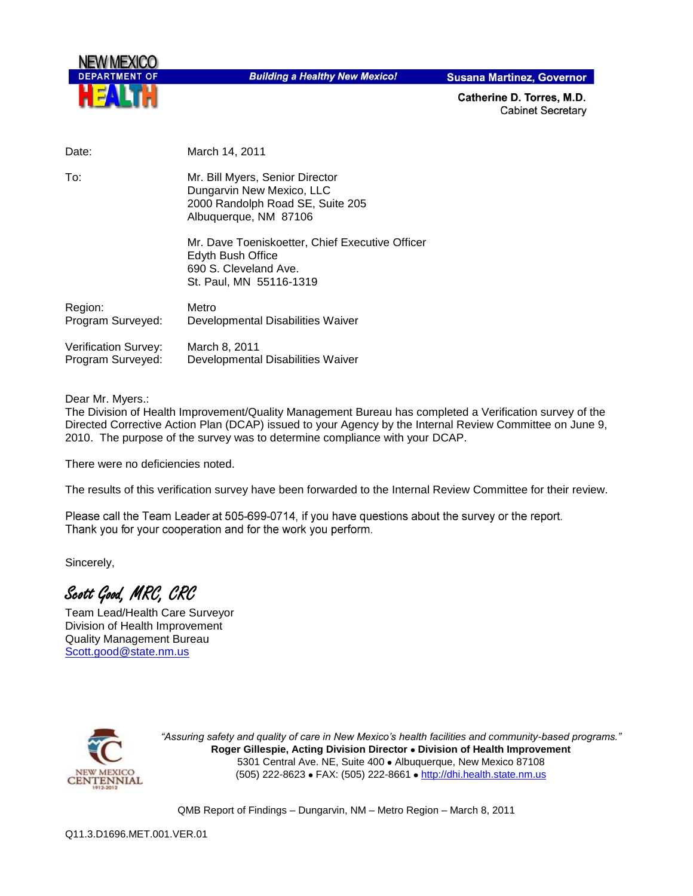**NEW MEXICO DEPARTMENT OF HEALTH**

***Building a Healthy New Mexico!***

**Susana Martinez, Governor**

**Catherine D. Torres, M.D.**
Cabinet Secretary

| | |
|---|---|
| Date: | March 14, 2011 |
| To: | Mr. Bill Myers, Senior Director<br>Dungarvin New Mexico, LLC<br>2000 Randolph Road SE, Suite 205<br>Albuquerque, NM 87106 |
| | Mr. Dave Toeniskoetter, Chief Executive Officer<br>Edyth Bush Office<br>690 S. Cleveland Ave.<br>St. Paul, MN 55116-1319 |
| Region: | Metro |
| Program Surveyed: | Developmental Disabilities Waiver |
| Verification Survey: | March 8, 2011 |
| Program Surveyed: | Developmental Disabilities Waiver |

Dear Mr. Myers.:

The Division of Health Improvement/Quality Management Bureau has completed a Verification survey of the Directed Corrective Action Plan (DCAP) issued to your Agency by the Internal Review Committee on June 9, 2010. The purpose of the survey was to determine compliance with your DCAP.

There were no deficiencies noted.

The results of this verification survey have been forwarded to the Internal Review Committee for their review.

Please call the Team Leader at 505-699-0714, if you have questions about the survey or the report.
Thank you for your cooperation and for the work you perform.

Sincerely,

*Scott Good, MRC, CRC*

Team Lead/Health Care Surveyor
Division of Health Improvement
Quality Management Bureau
Scott.good@state.nm.us

*"Assuring safety and quality of care in New Mexico's health facilities and community-based programs."*
**Roger Gillespie, Acting Division Director • Division of Health Improvement**
5301 Central Ave. NE, Suite 400 • Albuquerque, New Mexico 87108
(505) 222-8623 • FAX: (505) 222-8661 • http://dhi.health.state.nm.us

QMB Report of Findings – Dungarvin, NM – Metro Region – March 8, 2011

Q11.3.D1696.MET.001.VER.01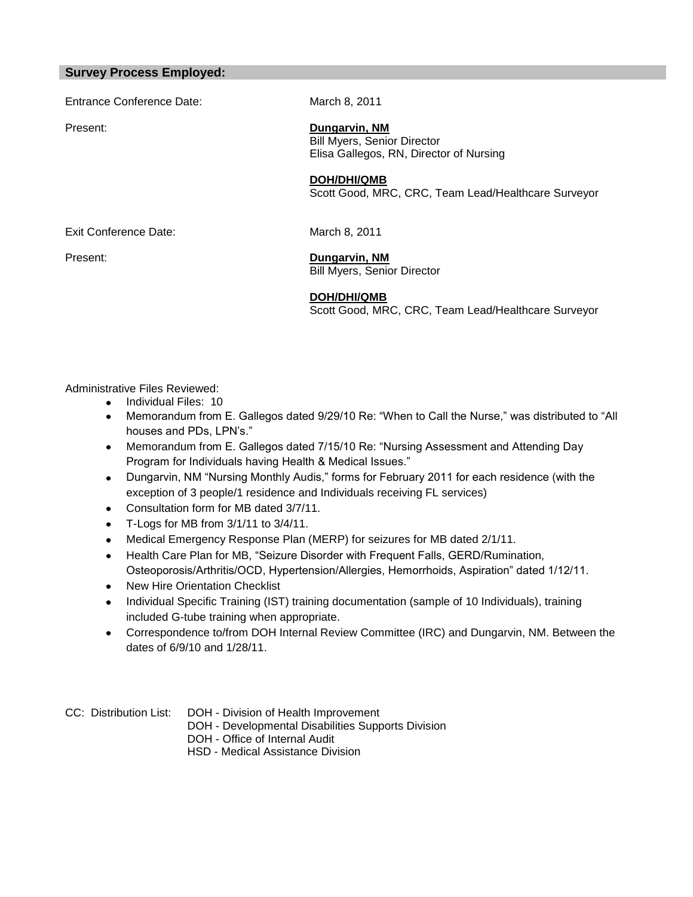## Survey Process Employed:

Entrance Conference Date: March 8, 2011

Present:

**Dungarvin, NM**
Bill Myers, Senior Director
Elisa Gallegos, RN, Director of Nursing

**DOH/DHI/QMB**
Scott Good, MRC, CRC, Team Lead/Healthcare Surveyor

Exit Conference Date: March 8, 2011

Present:

**Dungarvin, NM**
Bill Myers, Senior Director

**DOH/DHI/QMB**
Scott Good, MRC, CRC, Team Lead/Healthcare Surveyor

Administrative Files Reviewed:

- Individual Files: 10
- Memorandum from E. Gallegos dated 9/29/10 Re: "When to Call the Nurse," was distributed to "All houses and PDs, LPN's."
- Memorandum from E. Gallegos dated 7/15/10 Re: "Nursing Assessment and Attending Day Program for Individuals having Health & Medical Issues."
- Dungarvin, NM "Nursing Monthly Audis," forms for February 2011 for each residence (with the exception of 3 people/1 residence and Individuals receiving FL services)
- Consultation form for MB dated 3/7/11.
- T-Logs for MB from 3/1/11 to 3/4/11.
- Medical Emergency Response Plan (MERP) for seizures for MB dated 2/1/11.
- Health Care Plan for MB, "Seizure Disorder with Frequent Falls, GERD/Rumination, Osteoporosis/Arthritis/OCD, Hypertension/Allergies, Hemorrhoids, Aspiration" dated 1/12/11.
- New Hire Orientation Checklist
- Individual Specific Training (IST) training documentation (sample of 10 Individuals), training included G-tube training when appropriate.
- Correspondence to/from DOH Internal Review Committee (IRC) and Dungarvin, NM. Between the dates of 6/9/10 and 1/28/11.

CC: Distribution List:
DOH - Division of Health Improvement
DOH - Developmental Disabilities Supports Division
DOH - Office of Internal Audit
HSD - Medical Assistance Division